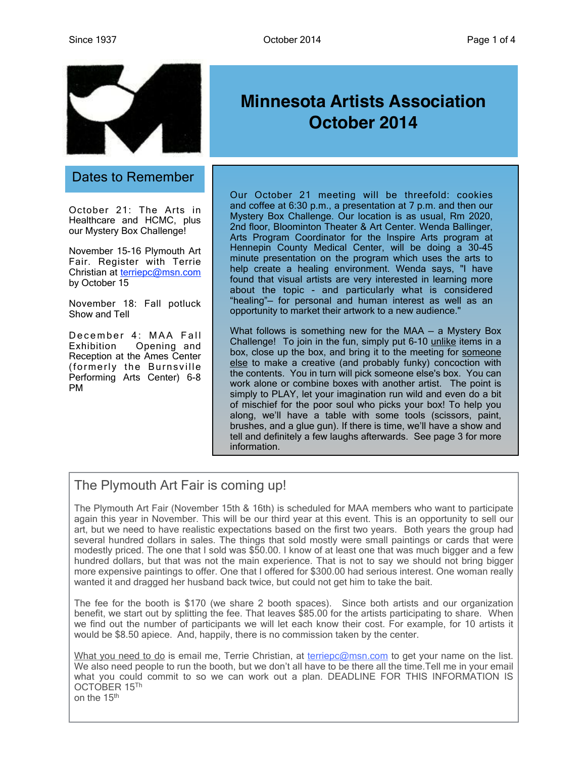# Minnesota Artists Association October 2014

## Dates to Remember

October 21: The Arts in Healthcare and HCMC, plus our Mystery Box Challenge!

November 15-16 Plymouth Art Fair. Register with Terrie Christian at terriepc@msn.com by October 15

November 18: Fall potluck Show and Tell

December 4: MAA Fall Exhibition Opening and Reception at the Ames Center (formerly the Burnsville Performing Arts Center) 6-8 PM

Our October 21 meeting will be threefold: cookies and coffee at 6:30 p.m., a presentation at 7 p.m. and then our Mystery Box Challenge. Our location is as usual, Rm 2020, 2nd floor, Bloomington Theater & Art Center. Wenda Ballinger, Arts Program Coordinator for the Inspire Arts program at Hennepin County Medical Center, will be doing a 30-45 minute presentation on the program which uses the arts to help create a healing environment. Wenda says, "I have found that visual artists are very interested in learning more about the topic - and particularly what is considered "healing"– for personal and human interest as well as an opportunity to market their artwork to a new audience."

What follows is something new for the MAA – a Mystery Box Challenge! To join in the fun, simply put 6-10 unlike items in a box, close up the box, and bring it to the meeting for someone else to make a creative (and probably funky) concoction with the contents. You in turn will pick someone else's box. You can work alone or combine boxes with another artist. The point is simply to PLAY, let your imagination run wild and even do a bit of mischief for the poor soul who picks your box! To help you along, we'll have a table with some tools (scissors, paint, brushes, and a glue gun). If there is time, we'll have a show and tell and definitely a few laughs afterwards. See page 3 for more information.

## The Plymouth Art Fair is coming up!

The Plymouth Art Fair (November 15th & 16th) is scheduled for MAA members who want to participate again this year in November. This will be our third year at this event. This is an opportunity to sell our art, but we need to have realistic expectations based on the first two years. Both years the group had several hundred dollars in sales. The things that sold mostly were small paintings or cards that were modestly priced. The one that I sold was $50.00. I know of at least one that was much bigger and a few hundred dollars, but that was not the main experience. That is not to say we should not bring bigger more expensive paintings to offer. One that I offered for $300.00 had serious interest. One woman really wanted it and dragged her husband back twice, but could not get him to take the bait.

The fee for the booth is $170 (we share 2 booth spaces). Since both artists and our organization benefit, we start out by splitting the fee. That leaves $85.00 for the artists participating to share. When we find out the number of participants we will let each know their cost. For example, for 10 artists it would be $8.50 apiece. And, happily, there is no commission taken by the center.

What you need to do is email me, Terrie Christian, at terriepc@msn.com to get your name on the list. We also need people to run the booth, but we don't all have to be there all the time. Tell me in your email what you could commit to so we can work out a plan. DEADLINE FOR THIS INFORMATION IS OCTOBER 15Th
on the 15th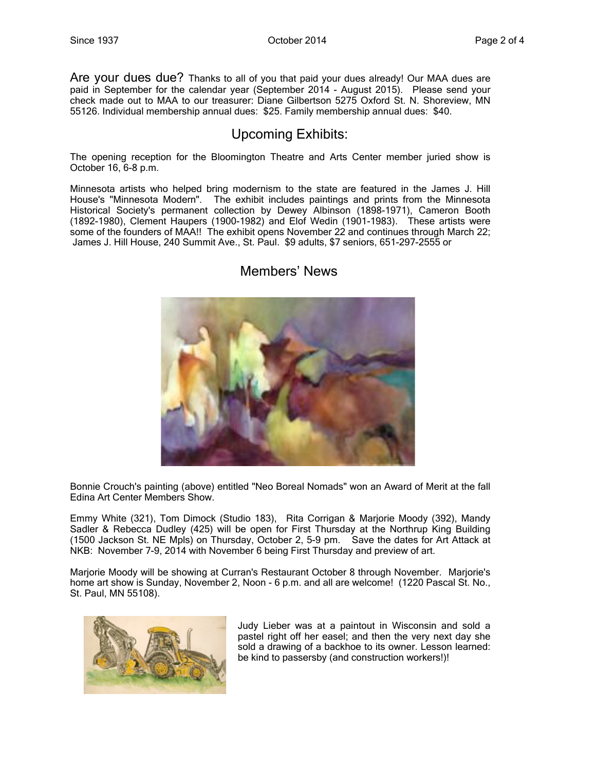**Are your dues due?** Thanks to all of you that paid your dues already! Our MAA dues are paid in September for the calendar year (September 2014 - August 2015). Please send your check made out to MAA to our treasurer: Diane Gilbertson 5275 Oxford St. N. Shoreview, MN 55126. Individual membership annual dues: $25. Family membership annual dues: $40.

## Upcoming Exhibits:

The opening reception for the Bloomington Theatre and Arts Center member juried show is October 16, 6-8 p.m.

Minnesota artists who helped bring modernism to the state are featured in the James J. Hill House's "Minnesota Modern". The exhibit includes paintings and prints from the Minnesota Historical Society's permanent collection by Dewey Albinson (1898-1971), Cameron Booth (1892-1980), Clement Haupers (1900-1982) and Elof Wedin (1901-1983). These artists were some of the founders of MAA!! The exhibit opens November 22 and continues through March 22; James J. Hill House, 240 Summit Ave., St. Paul. $9 adults, $7 seniors, 651-297-2555 or

## Members' News

Bonnie Crouch's painting (above) entitled "Neo Boreal Nomads" won an Award of Merit at the fall Edina Art Center Members Show.

Emmy White (321), Tom Dimock (Studio 183), Rita Corrigan & Marjorie Moody (392), Mandy Sadler & Rebecca Dudley (425) will be open for First Thursday at the Northrup King Building (1500 Jackson St. NE Mpls) on Thursday, October 2, 5-9 pm. Save the dates for Art Attack at NKB: November 7-9, 2014 with November 6 being First Thursday and preview of art.

Marjorie Moody will be showing at Curran's Restaurant October 8 through November. Marjorie's home art show is Sunday, November 2, Noon - 6 p.m. and all are welcome! (1220 Pascal St. No., St. Paul, MN 55108).

Judy Lieber was at a paintout in Wisconsin and sold a pastel right off her easel; and then the very next day she sold a drawing of a backhoe to its owner. Lesson learned: be kind to passersby (and construction workers!)!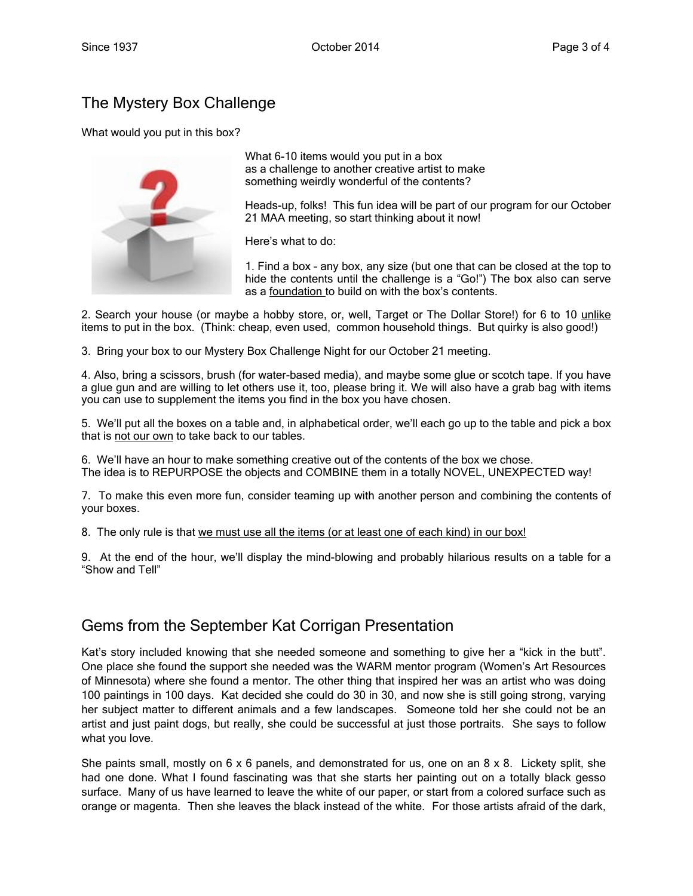## The Mystery Box Challenge

What would you put in this box?

What 6-10 items would you put in a box as a challenge to another creative artist to make something weirdly wonderful of the contents?

Heads-up, folks! This fun idea will be part of our program for our October 21 MAA meeting, so start thinking about it now!

Here's what to do:

1. Find a box – any box, any size (but one that can be closed at the top to hide the contents until the challenge is a "Go!") The box also can serve as a <u>foundation</u> to build on with the box's contents.

2. Search your house (or maybe a hobby store, or, well, Target or The Dollar Store!) for 6 to 10 <u>unlike</u> items to put in the box. (Think: cheap, even used, common household things. But quirky is also good!)

3. Bring your box to our Mystery Box Challenge Night for our October 21 meeting.

4. Also, bring a scissors, brush (for water-based media), and maybe some glue or scotch tape. If you have a glue gun and are willing to let others use it, too, please bring it. We will also have a grab bag with items you can use to supplement the items you find in the box you have chosen.

5. We'll put all the boxes on a table and, in alphabetical order, we'll each go up to the table and pick a box that is <u>not our own</u> to take back to our tables.

6. We'll have an hour to make something creative out of the contents of the box we chose. The idea is to REPURPOSE the objects and COMBINE them in a totally NOVEL, UNEXPECTED way!

7. To make this even more fun, consider teaming up with another person and combining the contents of your boxes.

8. The only rule is that <u>we must use all the items (or at least one of each kind) in our box!</u>

9. At the end of the hour, we'll display the mind-blowing and probably hilarious results on a table for a "Show and Tell"

## Gems from the September Kat Corrigan Presentation

Kat's story included knowing that she needed someone and something to give her a "kick in the butt". One place she found the support she needed was the WARM mentor program (Women's Art Resources of Minnesota) where she found a mentor. The other thing that inspired her was an artist who was doing 100 paintings in 100 days. Kat decided she could do 30 in 30, and now she is still going strong, varying her subject matter to different animals and a few landscapes. Someone told her she could not be an artist and just paint dogs, but really, she could be successful at just those portraits. She says to follow what you love.

She paints small, mostly on 6 x 6 panels, and demonstrated for us, one on an 8 x 8. Lickety split, she had one done. What I found fascinating was that she starts her painting out on a totally black gesso surface. Many of us have learned to leave the white of our paper, or start from a colored surface such as orange or magenta. Then she leaves the black instead of the white. For those artists afraid of the dark,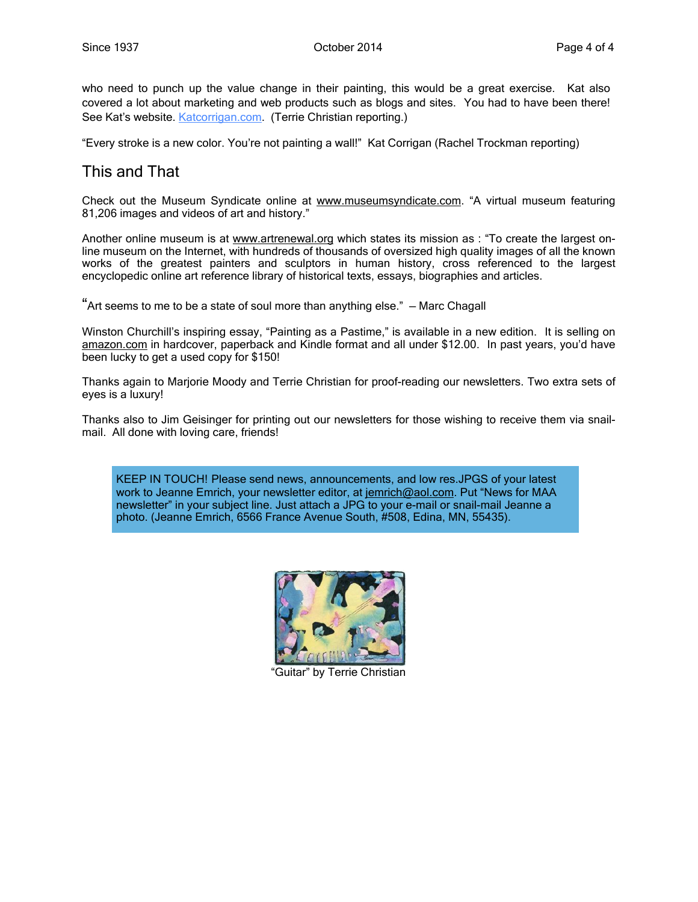who need to punch up the value change in their painting, this would be a great exercise. Kat also covered a lot about marketing and web products such as blogs and sites. You had to have been there! See Kat's website. Katcorrigan.com. (Terrie Christian reporting.)

"Every stroke is a new color. You're not painting a wall!" Kat Corrigan (Rachel Trockman reporting)

## This and That

Check out the Museum Syndicate online at www.museumsyndicate.com. "A virtual museum featuring 81,206 images and videos of art and history."

Another online museum is at www.artrenewal.org which states its mission as : "To create the largest on-line museum on the Internet, with hundreds of thousands of oversized high quality images of all the known works of the greatest painters and sculptors in human history, cross referenced to the largest encyclopedic online art reference library of historical texts, essays, biographies and articles.

"Art seems to me to be a state of soul more than anything else." – Marc Chagall

Winston Churchill's inspiring essay, "Painting as a Pastime," is available in a new edition. It is selling on amazon.com in hardcover, paperback and Kindle format and all under $12.00. In past years, you'd have been lucky to get a used copy for $150!

Thanks again to Marjorie Moody and Terrie Christian for proof-reading our newsletters. Two extra sets of eyes is a luxury!

Thanks also to Jim Geisinger for printing out our newsletters for those wishing to receive them via snail-mail. All done with loving care, friends!

KEEP IN TOUCH! Please send news, announcements, and low res.JPGS of your latest work to Jeanne Emrich, your newsletter editor, at jemrich@aol.com. Put "News for MAA newsletter" in your subject line. Just attach a JPG to your e-mail or snail-mail Jeanne a photo. (Jeanne Emrich, 6566 France Avenue South, #508, Edina, MN, 55435).

"Guitar" by Terrie Christian